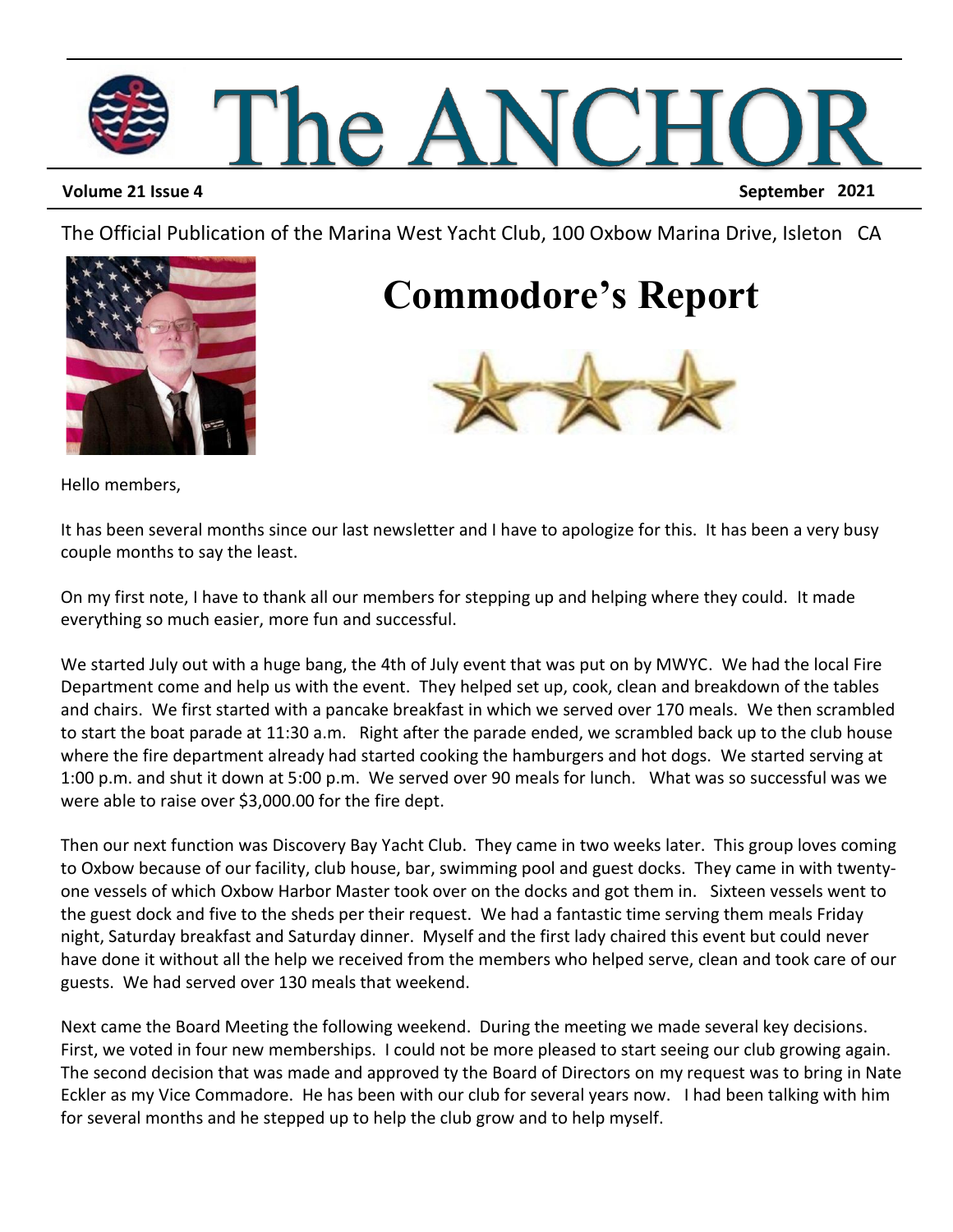# The ANCHOR

**Volume 21 Issue 4** **September 2021**

The Official Publication of the Marina West Yacht Club, 100 Oxbow Marina Drive, Isleton CA

## Commodore's Report

Hello members,

It has been several months since our last newsletter and I have to apologize for this. It has been a very busy couple months to say the least.

On my first note, I have to thank all our members for stepping up and helping where they could. It made everything so much easier, more fun and successful.

We started July out with a huge bang, the 4th of July event that was put on by MWYC. We had the local Fire Department come and help us with the event. They helped set up, cook, clean and breakdown of the tables and chairs. We first started with a pancake breakfast in which we served over 170 meals. We then scrambled to start the boat parade at 11:30 a.m. Right after the parade ended, we scrambled back up to the club house where the fire department already had started cooking the hamburgers and hot dogs. We started serving at 1:00 p.m. and shut it down at 5:00 p.m. We served over 90 meals for lunch. What was so successful was we were able to raise over $3,000.00 for the fire dept.

Then our next function was Discovery Bay Yacht Club. They came in two weeks later. This group loves coming to Oxbow because of our facility, club house, bar, swimming pool and guest docks. They came in with twenty-one vessels of which Oxbow Harbor Master took over on the docks and got them in. Sixteen vessels went to the guest dock and five to the sheds per their request. We had a fantastic time serving them meals Friday night, Saturday breakfast and Saturday dinner. Myself and the first lady chaired this event but could never have done it without all the help we received from the members who helped serve, clean and took care of our guests. We had served over 130 meals that weekend.

Next came the Board Meeting the following weekend. During the meeting we made several key decisions. First, we voted in four new memberships. I could not be more pleased to start seeing our club growing again. The second decision that was made and approved ty the Board of Directors on my request was to bring in Nate Eckler as my Vice Commadore. He has been with our club for several years now. I had been talking with him for several months and he stepped up to help the club grow and to help myself.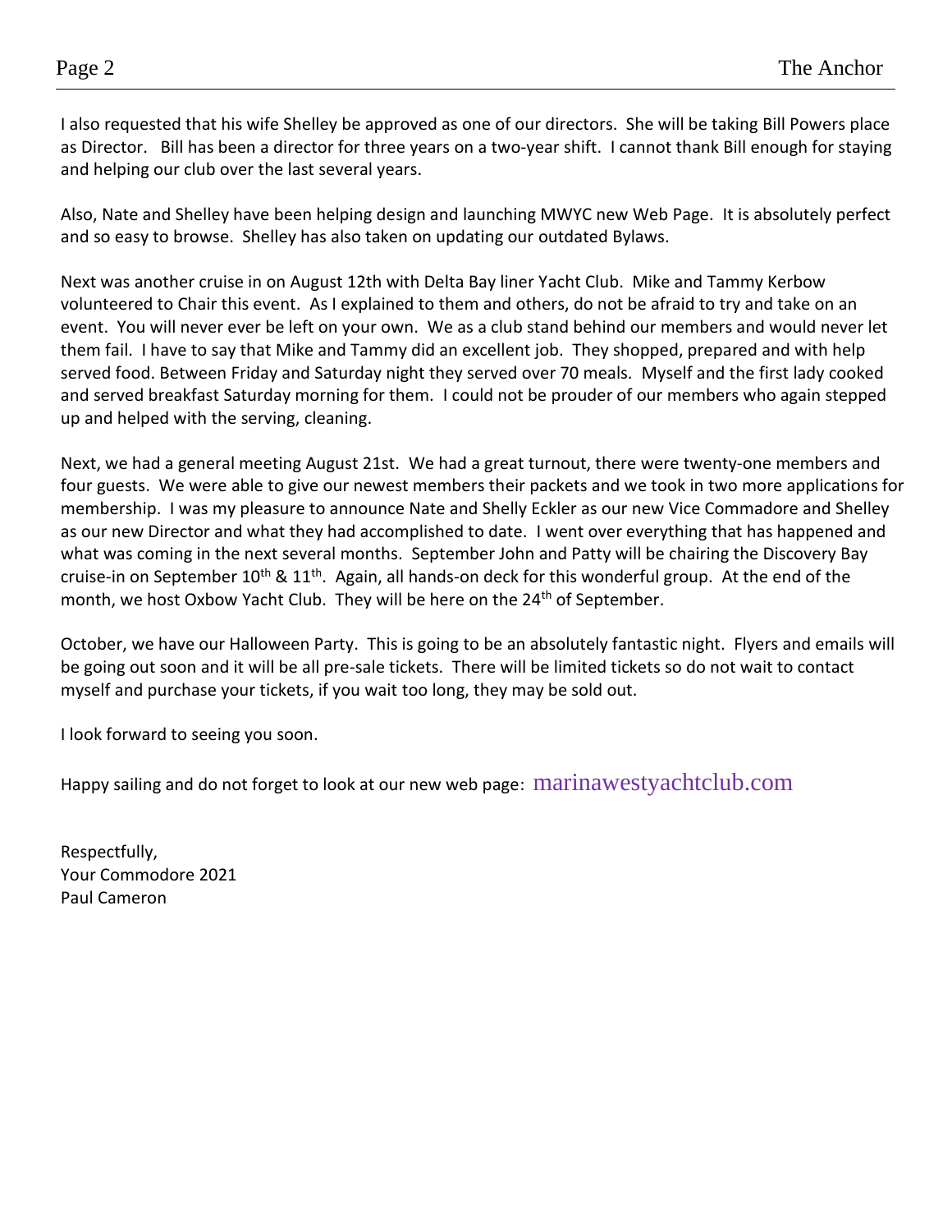I also requested that his wife Shelley be approved as one of our directors. She will be taking Bill Powers place as Director. Bill has been a director for three years on a two-year shift. I cannot thank Bill enough for staying and helping our club over the last several years.

Also, Nate and Shelley have been helping design and launching MWYC new Web Page. It is absolutely perfect and so easy to browse. Shelley has also taken on updating our outdated Bylaws.

Next was another cruise in on August 12th with Delta Bay liner Yacht Club. Mike and Tammy Kerbow volunteered to Chair this event. As I explained to them and others, do not be afraid to try and take on an event. You will never ever be left on your own. We as a club stand behind our members and would never let them fail. I have to say that Mike and Tammy did an excellent job. They shopped, prepared and with help served food. Between Friday and Saturday night they served over 70 meals. Myself and the first lady cooked and served breakfast Saturday morning for them. I could not be prouder of our members who again stepped up and helped with the serving, cleaning.

Next, we had a general meeting August 21st. We had a great turnout, there were twenty-one members and four guests. We were able to give our newest members their packets and we took in two more applications for membership. I was my pleasure to announce Nate and Shelly Eckler as our new Vice Commadore and Shelley as our new Director and what they had accomplished to date. I went over everything that has happened and what was coming in the next several months. September John and Patty will be chairing the Discovery Bay cruise-in on September 10th & 11th. Again, all hands-on deck for this wonderful group. At the end of the month, we host Oxbow Yacht Club. They will be here on the 24th of September.

October, we have our Halloween Party. This is going to be an absolutely fantastic night. Flyers and emails will be going out soon and it will be all pre-sale tickets. There will be limited tickets so do not wait to contact myself and purchase your tickets, if you wait too long, they may be sold out.

I look forward to seeing you soon.

Happy sailing and do not forget to look at our new web page: marinawestyachtclub.com

Respectfully,
Your Commodore 2021
Paul Cameron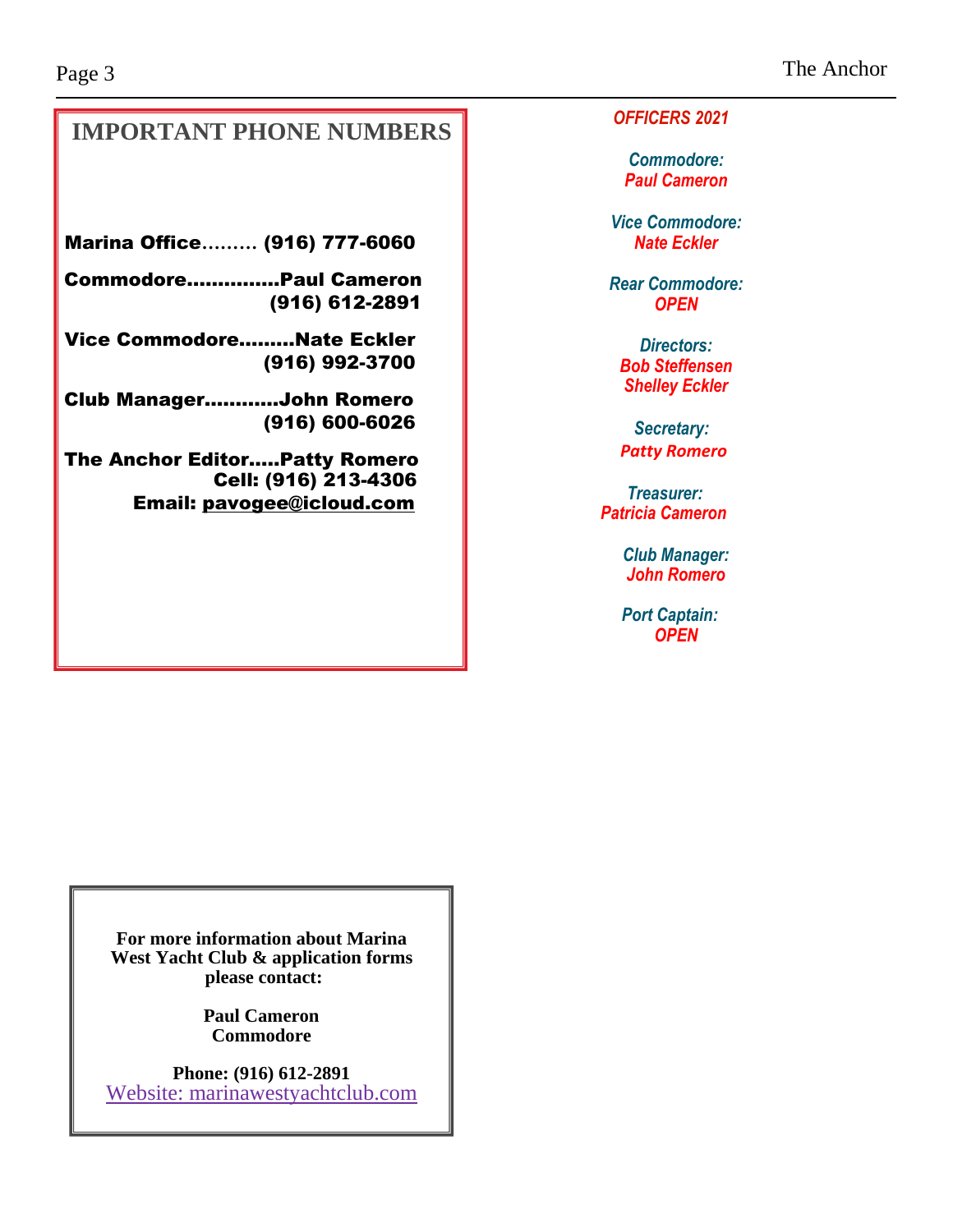## IMPORTANT PHONE NUMBERS

**Marina Office......... (916) 777-6060**

**Commodore..............Paul Cameron**
**(916) 612-2891**

**Vice Commodore.........Nate Eckler**
**(916) 992-3700**

**Club Manager...........John Romero**
**(916) 600-6026**

**The Anchor Editor.....Patty Romero**
**Cell: (916) 213-4306**
**Email: pavogee@icloud.com**

***OFFICERS 2021***

***Commodore:***
***Paul Cameron***

***Vice Commodore:***
***Nate Eckler***

***Rear Commodore:***
***OPEN***

***Directors:***
***Bob Steffensen***
***Shelley Eckler***

***Secretary:***
***Patty Romero***

***Treasurer:***
***Patricia Cameron***

***Club Manager:***
***John Romero***

***Port Captain:***
***OPEN***

**For more information about Marina West Yacht Club & application forms please contact:**

**Paul Cameron**
**Commodore**

**Phone: (916) 612-2891**
Website: marinawestyachtclub.com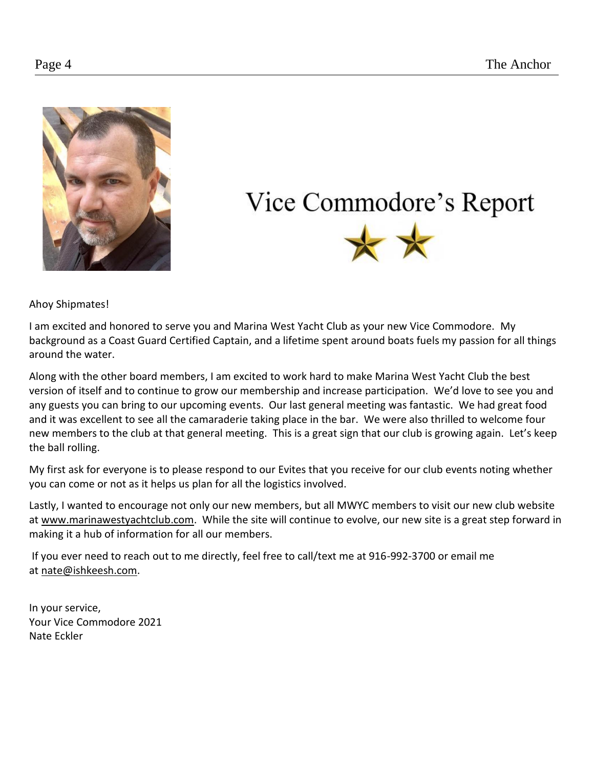# Vice Commodore's Report

Ahoy Shipmates!

I am excited and honored to serve you and Marina West Yacht Club as your new Vice Commodore. My background as a Coast Guard Certified Captain, and a lifetime spent around boats fuels my passion for all things around the water.

Along with the other board members, I am excited to work hard to make Marina West Yacht Club the best version of itself and to continue to grow our membership and increase participation. We'd love to see you and any guests you can bring to our upcoming events. Our last general meeting was fantastic. We had great food and it was excellent to see all the camaraderie taking place in the bar. We were also thrilled to welcome four new members to the club at that general meeting. This is a great sign that our club is growing again. Let's keep the ball rolling.

My first ask for everyone is to please respond to our Evites that you receive for our club events noting whether you can come or not as it helps us plan for all the logistics involved.

Lastly, I wanted to encourage not only our new members, but all MWYC members to visit our new club website at www.marinawestyachtclub.com. While the site will continue to evolve, our new site is a great step forward in making it a hub of information for all our members.

If you ever need to reach out to me directly, feel free to call/text me at 916-992-3700 or email me at nate@ishkeesh.com.

In your service,
Your Vice Commodore 2021
Nate Eckler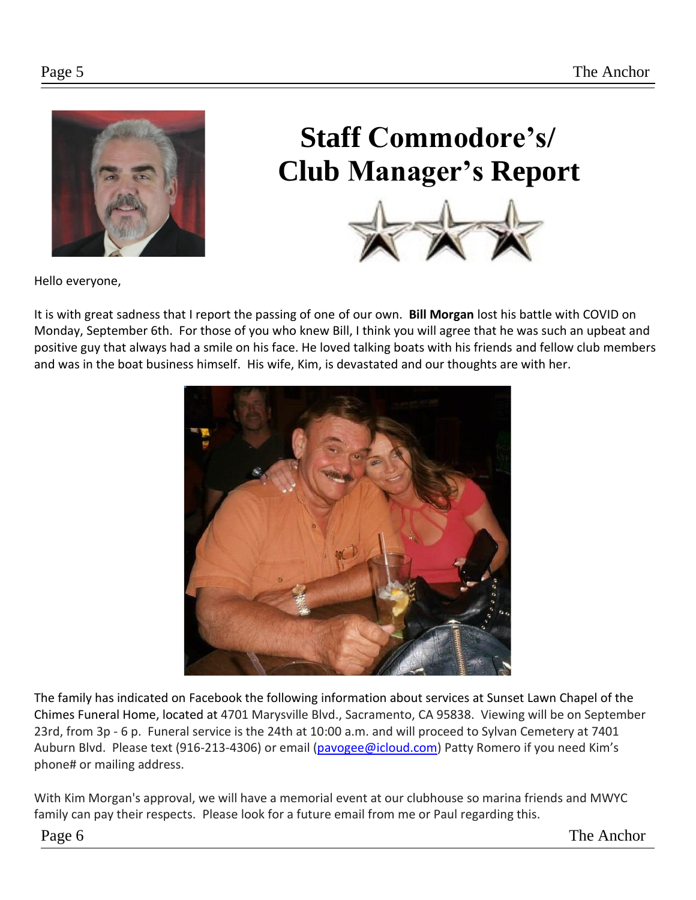# Staff Commodore's/ Club Manager's Report

Hello everyone,

It is with great sadness that I report the passing of one of our own. **Bill Morgan** lost his battle with COVID on Monday, September 6th. For those of you who knew Bill, I think you will agree that he was such an upbeat and positive guy that always had a smile on his face. He loved talking boats with his friends and fellow club members and was in the boat business himself. His wife, Kim, is devastated and our thoughts are with her.

The family has indicated on Facebook the following information about services at Sunset Lawn Chapel of the Chimes Funeral Home, located at 4701 Marysville Blvd., Sacramento, CA 95838. Viewing will be on September 23rd, from 3p - 6 p. Funeral service is the 24th at 10:00 a.m. and will proceed to Sylvan Cemetery at 7401 Auburn Blvd. Please text (916-213-4306) or email ([pavogee@icloud.com](mailto:pavogee@icloud.com)) Patty Romero if you need Kim's phone# or mailing address.

With Kim Morgan's approval, we will have a memorial event at our clubhouse so marina friends and MWYC family can pay their respects. Please look for a future email from me or Paul regarding this.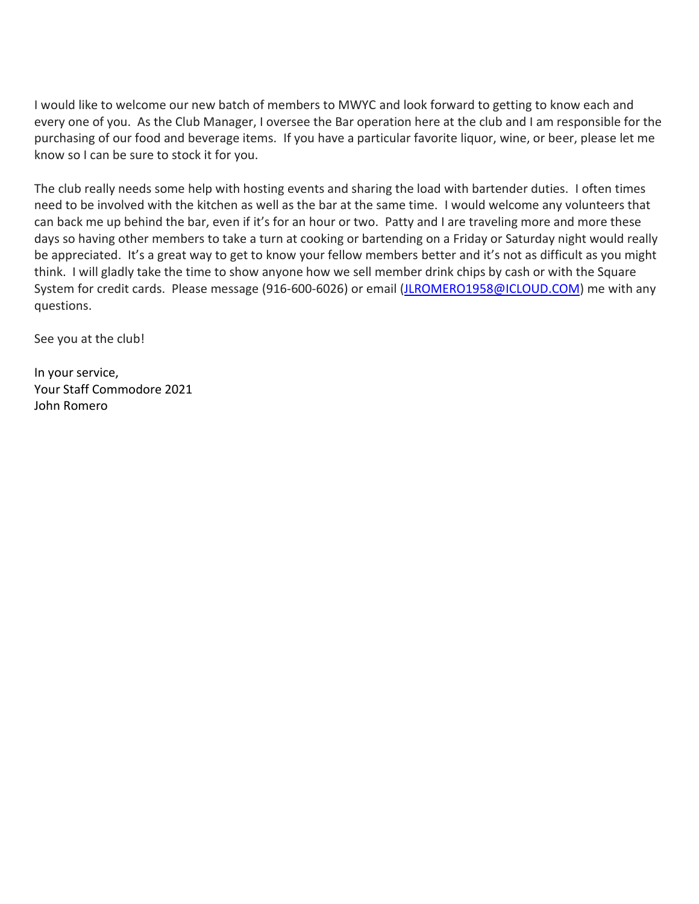I would like to welcome our new batch of members to MWYC and look forward to getting to know each and every one of you. As the Club Manager, I oversee the Bar operation here at the club and I am responsible for the purchasing of our food and beverage items. If you have a particular favorite liquor, wine, or beer, please let me know so I can be sure to stock it for you.

The club really needs some help with hosting events and sharing the load with bartender duties. I often times need to be involved with the kitchen as well as the bar at the same time. I would welcome any volunteers that can back me up behind the bar, even if it's for an hour or two. Patty and I are traveling more and more these days so having other members to take a turn at cooking or bartending on a Friday or Saturday night would really be appreciated. It's a great way to get to know your fellow members better and it's not as difficult as you might think. I will gladly take the time to show anyone how we sell member drink chips by cash or with the Square System for credit cards. Please message (916-600-6026) or email (JLROMERO1958@ICLOUD.COM) me with any questions.

See you at the club!

In your service,  
Your Staff Commodore 2021  
John Romero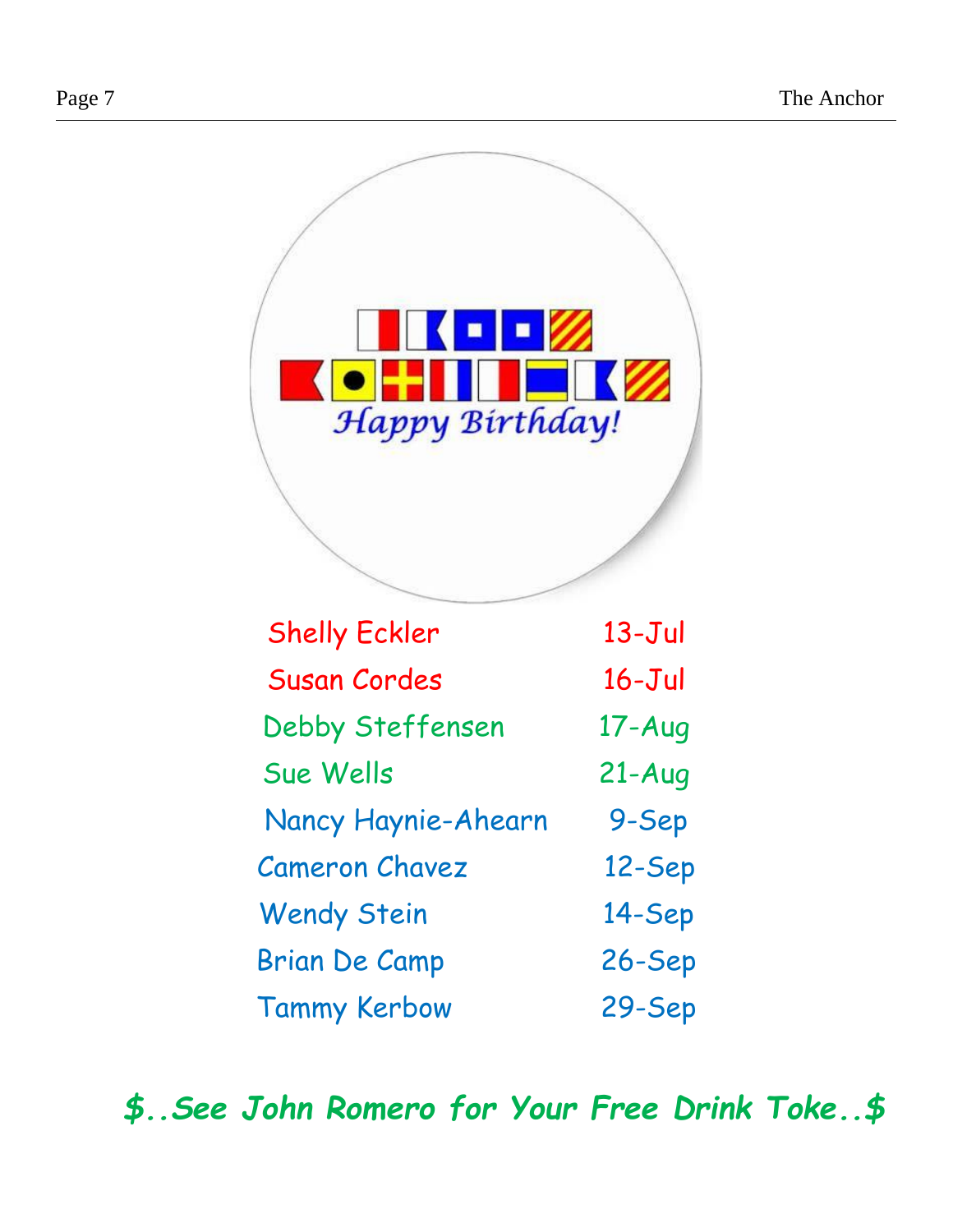Happy Birthday!

| | |
|---|---|
| Shelly Eckler | 13-Jul |
| Susan Cordes | 16-Jul |
| Debby Steffensen | 17-Aug |
| Sue Wells | 21-Aug |
| Nancy Haynie-Ahearn | 9-Sep |
| Cameron Chavez | 12-Sep |
| Wendy Stein | 14-Sep |
| Brian De Camp | 26-Sep |
| Tammy Kerbow | 29-Sep |

***$..See John Romero for Your Free Drink Toke..$***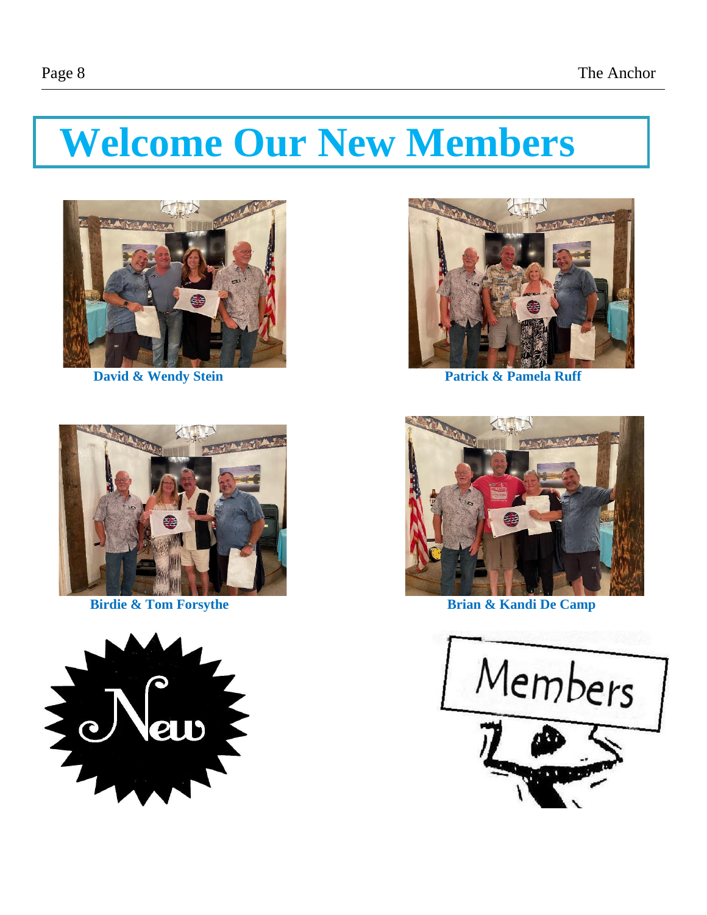# Welcome Our New Members

**David & Wendy Stein**

**Patrick & Pamela Ruff**

**Birdie & Tom Forsythe**

**Brian & Kandi De Camp**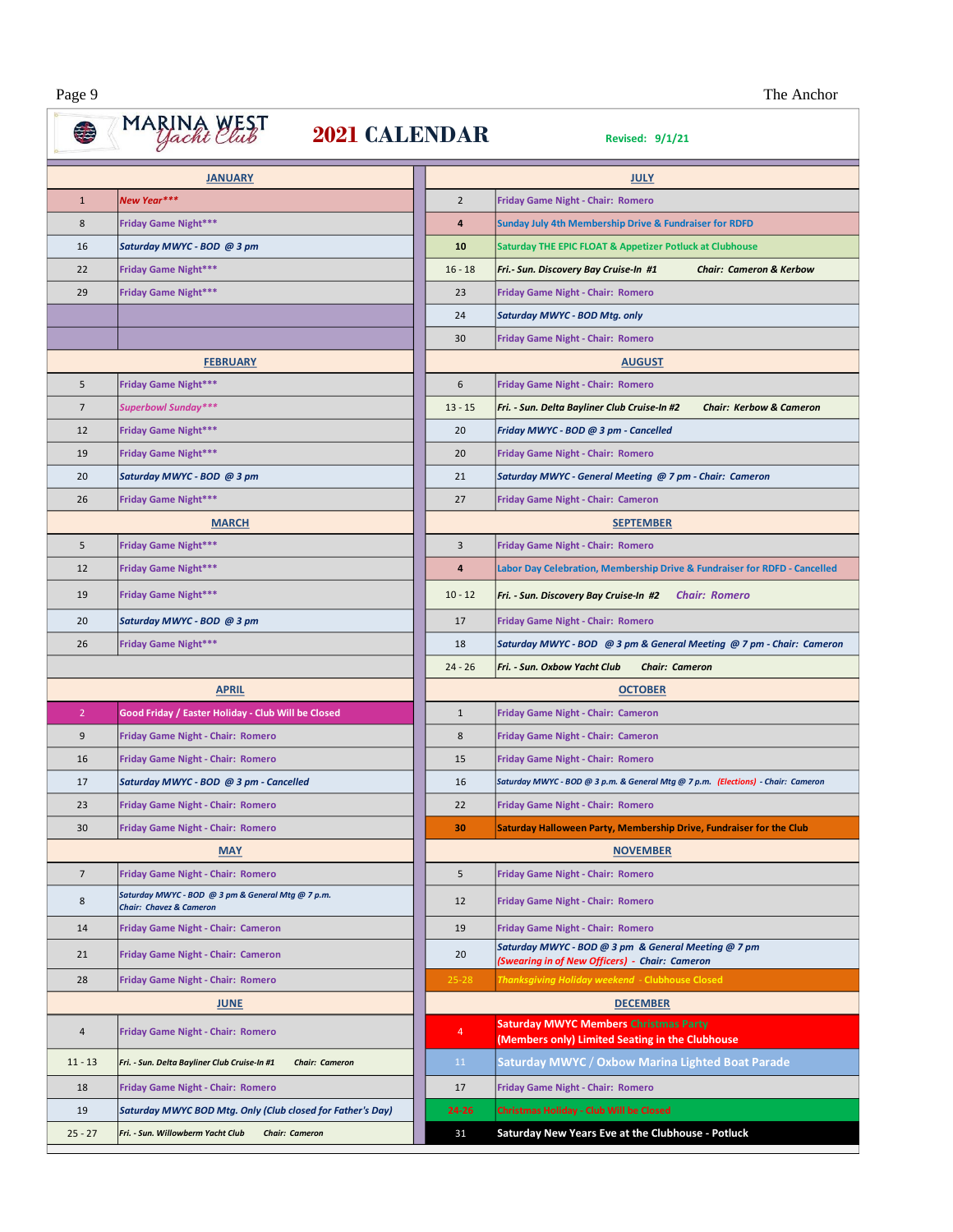MARINA WEST Yacht Club

# 2021 CALENDAR

Revised: 9/1/21

| JANUARY | |
|---|---|
| 1 | *New Year**** |
| 8 | Friday Game Night*** |
| 16 | *Saturday MWYC - BOD @ 3 pm* |
| 22 | Friday Game Night*** |
| 29 | Friday Game Night*** |

| FEBRUARY | |
|---|---|
| 5 | Friday Game Night*** |
| 7 | *Superbowl Sunday**** |
| 12 | Friday Game Night*** |
| 19 | Friday Game Night*** |
| 20 | *Saturday MWYC - BOD @ 3 pm* |
| 26 | Friday Game Night*** |

| MARCH | |
|---|---|
| 5 | Friday Game Night*** |
| 12 | Friday Game Night*** |
| 19 | Friday Game Night*** |
| 20 | *Saturday MWYC - BOD @ 3 pm* |
| 26 | Friday Game Night*** |

| APRIL | |
|---|---|
| 2 | Good Friday / Easter Holiday - Club Will be Closed |
| 9 | Friday Game Night - Chair: Romero |
| 16 | Friday Game Night - Chair: Romero |
| 17 | *Saturday MWYC - BOD @ 3 pm - Cancelled* |
| 23 | Friday Game Night - Chair: Romero |
| 30 | Friday Game Night - Chair: Romero |

| MAY | |
|---|---|
| 7 | Friday Game Night - Chair: Romero |
| 8 | *Saturday MWYC - BOD @ 3 pm & General Mtg @ 7 p.m. Chair: Chavez & Cameron* |
| 14 | Friday Game Night - Chair: Cameron |
| 21 | Friday Game Night - Chair: Cameron |
| 28 | Friday Game Night - Chair: Romero |

| JUNE | |
|---|---|
| 4 | Friday Game Night - Chair: Romero |
| 11 - 13 | *Fri. - Sun. Delta Bayliner Club Cruise-In #1 Chair: Cameron* |
| 18 | Friday Game Night - Chair: Romero |
| 19 | *Saturday MWYC BOD Mtg. Only (Club closed for Father's Day)* |
| 25 - 27 | *Fri. - Sun. Willowberm Yacht Club Chair: Cameron* |

| JULY | |
|---|---|
| 2 | Friday Game Night - Chair: Romero |
| 4 | Sunday July 4th Membership Drive & Fundraiser for RDFD |
| 10 | Saturday THE EPIC FLOAT & Appetizer Potluck at Clubhouse |
| 16 - 18 | *Fri.- Sun. Discovery Bay Cruise-In #1 Chair: Cameron & Kerbow* |
| 23 | Friday Game Night - Chair: Romero |
| 24 | *Saturday MWYC - BOD Mtg. only* |
| 30 | Friday Game Night - Chair: Romero |

| AUGUST | |
|---|---|
| 6 | Friday Game Night - Chair: Romero |
| 13 - 15 | *Fri. - Sun. Delta Bayliner Club Cruise-In #2 Chair: Kerbow & Cameron* |
| 20 | *Friday MWYC - BOD @ 3 pm - Cancelled* |
| 20 | Friday Game Night - Chair: Romero |
| 21 | *Saturday MWYC - General Meeting @ 7 pm - Chair: Cameron* |
| 27 | Friday Game Night - Chair: Cameron |

| SEPTEMBER | |
|---|---|
| 3 | Friday Game Night - Chair: Romero |
| 4 | Labor Day Celebration, Membership Drive & Fundraiser for RDFD - Cancelled |
| 10 - 12 | *Fri. - Sun. Discovery Bay Cruise-In #2 Chair: Romero* |
| 17 | Friday Game Night - Chair: Romero |
| 18 | *Saturday MWYC - BOD @ 3 pm & General Meeting @ 7 pm - Chair: Cameron* |
| 24 - 26 | *Fri. - Sun. Oxbow Yacht Club Chair: Cameron* |

| OCTOBER | |
|---|---|
| 1 | Friday Game Night - Chair: Cameron |
| 8 | Friday Game Night - Chair: Cameron |
| 15 | Friday Game Night - Chair: Romero |
| 16 | *Saturday MWYC - BOD @ 3 p.m. & General Mtg @ 7 p.m. (Elections) - Chair: Cameron* |
| 22 | Friday Game Night - Chair: Romero |
| 30 | Saturday Halloween Party, Membership Drive, Fundraiser for the Club |

| NOVEMBER | |
|---|---|
| 5 | Friday Game Night - Chair: Romero |
| 12 | Friday Game Night - Chair: Romero |
| 19 | Friday Game Night - Chair: Romero |
| 20 | *Saturday MWYC - BOD @ 3 pm & General Meeting @ 7 pm (Swearing in of New Officers) - Chair: Cameron* |
| 25-28 | *Thanksgiving Holiday weekend* - Clubhouse Closed |

| DECEMBER | |
|---|---|
| 4 | Saturday MWYC Members Christmas Party (Members only) Limited Seating in the Clubhouse |
| 11 | Saturday MWYC / Oxbow Marina Lighted Boat Parade |
| 17 | Friday Game Night - Chair: Romero |
| 24-26 | Christmas Holiday - Club Will be Closed |
| 31 | Saturday New Years Eve at the Clubhouse - Potluck |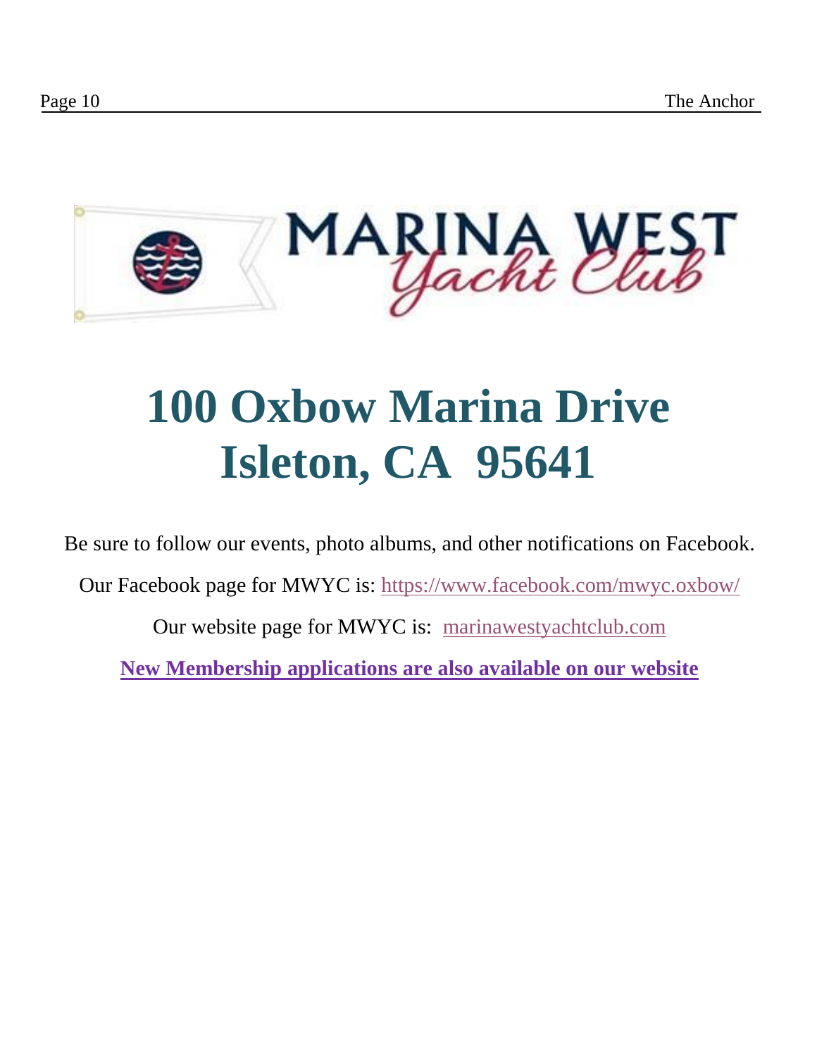MARINA WEST *Yacht Club*

# 100 Oxbow Marina Drive
# Isleton, CA  95641

Be sure to follow our events, photo albums, and other notifications on Facebook.

Our Facebook page for MWYC is: https://www.facebook.com/mwyc.oxbow/

Our website page for MWYC is:  marinawestyachtclub.com

**New Membership applications are also available on our website**